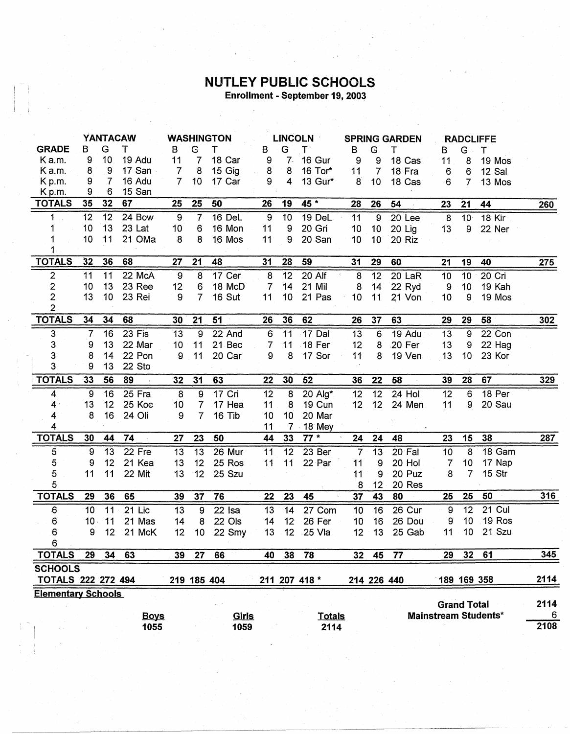# NUTLEY PUBLIC SCHOOLS

**Enrollment - September 19, 2003**

| GRADE | YANTACAW B | G | T | | WASHINGTON B | G | T | | LINCOLN B | G | T | | SPRING GARDEN B | G | T | | RADCLIFFE B | G | T | | |
|---|---|---|---|---|---|---|---|---|---|---|---|---|---|---|---|---|---|---|---|---|---|
| K a.m. | 9 | 10 | 19 | Adu | 11 | 7 | 18 | Car | 9 | 7 | 16 | Gur | 9 | 9 | 18 | Cas | 11 | 8 | 19 | Mos | |
| K a.m. | 8 | 9 | 17 | San | 7 | 8 | 15 | Gig | 8 | 8 | 16 | Tor* | 11 | 7 | 18 | Fra | 6 | 6 | 12 | Sal | |
| K p.m. | 9 | 7 | 16 | Adu | 7 | 10 | 17 | Car | 9 | 4 | 13 | Gur* | 8 | 10 | 18 | Cas | 6 | 7 | 13 | Mos | |
| K p.m. | 9 | 6 | 15 | San | | | | | | | | | | | | | | | | | |
| **TOTALS** | **35** | **32** | **67** | | **25** | **25** | **50** | | **26** | **19** | **45 *** | | **28** | **26** | **54** | | **23** | **21** | **44** | | **260** |
| 1 | 12 | 12 | 24 | Bow | 9 | 7 | 16 | DeL | 9 | 10 | 19 | DeL | 11 | 9 | 20 | Lee | 8 | 10 | 18 | Kir | |
| 1 | 10 | 13 | 23 | Lat | 10 | 6 | 16 | Mon | 11 | 9 | 20 | Gri | 10 | 10 | 20 | Lig | 13 | 9 | 22 | Ner | |
| 1 | 10 | 11 | 21 | OMa | 8 | 8 | 16 | Mos | 11 | 9 | 20 | San | 10 | 10 | 20 | Riz | | | | | |
| 1 | | | | | | | | | | | | | | | | | | | | | |
| **TOTALS** | **32** | **36** | **68** | | **27** | **21** | **48** | | **31** | **28** | **59** | | **31** | **29** | **60** | | **21** | **19** | **40** | | **275** |
| 2 | 11 | 11 | 22 | McA | 9 | 8 | 17 | Cer | 8 | 12 | 20 | Alf | 8 | 12 | 20 | LaR | 10 | 10 | 20 | Cri | |
| 2 | 10 | 13 | 23 | Ree | 12 | 6 | 18 | McD | 7 | 14 | 21 | Mil | 8 | 14 | 22 | Ryd | 9 | 10 | 19 | Kah | |
| 2 | 13 | 10 | 23 | Rei | 9 | 7 | 16 | Sut | 11 | 10 | 21 | Pas | 10 | 11 | 21 | Von | 10 | 9 | 19 | Mos | |
| 2 | | | | | | | | | | | | | | | | | | | | | |
| **TOTALS** | **34** | **34** | **68** | | **30** | **21** | **51** | | **26** | **36** | **62** | | **26** | **37** | **63** | | **29** | **29** | **58** | | **302** |
| 3 | 7 | 16 | 23 | Fis | 13 | 9 | 22 | And | 6 | 11 | 17 | Dal | 13 | 6 | 19 | Adu | 13 | 9 | 22 | Con | |
| 3 | 9 | 13 | 22 | Mar | 10 | 11 | 21 | Bec | 7 | 11 | 18 | Fer | 12 | 8 | 20 | Fer | 13 | 9 | 22 | Hag | |
| 3 | 8 | 14 | 22 | Pon | 9 | 11 | 20 | Car | 9 | 8 | 17 | Sor | 11 | 8 | 19 | Ven | 13 | 10 | 23 | Kor | |
| 3 | 9 | 13 | 22 | Sto | | | | | | | | | | | | | | | | | |
| **TOTALS** | **33** | **56** | **89** | | **32** | **31** | **63** | | **22** | **30** | **52** | | **36** | **22** | **58** | | **39** | **28** | **67** | | **329** |
| 4 | 9 | 16 | 25 | Fra | 8 | 9 | 17 | Cri | 12 | 8 | 20 | Alg* | 12 | 12 | 24 | Hol | 12 | 6 | 18 | Per | |
| 4 | 13 | 12 | 25 | Koc | 10 | 7 | 17 | Hea | 11 | 8 | 19 | Cun | 12 | 12 | 24 | Men | 11 | 9 | 20 | Sau | |
| 4 | 8 | 16 | 24 | Oli | 9 | 7 | 16 | Tib | 10 | 10 | 20 | Mar | | | | | | | | | |
| 4 | | | | | | | | | 11 | 7 | 18 | Mey | | | | | | | | | |
| **TOTALS** | **30** | **44** | **74** | | **27** | **23** | **50** | | **44** | **33** | **77 *** | | **24** | **24** | **48** | | **23** | **15** | **38** | | **287** |
| 5 | 9 | 13 | 22 | Fre | 13 | 13 | 26 | Mur | 11 | 12 | 23 | Ber | 7 | 13 | 20 | Fal | 10 | 8 | 18 | Gam | |
| 5 | 9 | 12 | 21 | Kea | 13 | 12 | 25 | Ros | 11 | 11 | 22 | Par | 11 | 9 | 20 | Hol | 7 | 10 | 17 | Nap | |
| 5 | 11 | 11 | 22 | Mit | 13 | 12 | 25 | Szu | | | | | 11 | 9 | 20 | Puz | 8 | 7 | 15 | Str | |
| 5 | | | | | | | | | | | | | 8 | 12 | 20 | Res | | | | | |
| **TOTALS** | **29** | **36** | **65** | | **39** | **37** | **76** | | **22** | **23** | **45** | | **37** | **43** | **80** | | **25** | **25** | **50** | | **316** |
| 6 | 10 | 11 | 21 | Lic | 13 | 9 | 22 | Isa | 13 | 14 | 27 | Com | 10 | 16 | 26 | Cur | 9 | 12 | 21 | Cul | |
| 6 | 10 | 11 | 21 | Mas | 14 | 8 | 22 | Ols | 14 | 12 | 26 | Fer | 10 | 16 | 26 | Dou | 9 | 10 | 19 | Ros | |
| 6 | 9 | 12 | 21 | McK | 12 | 10 | 22 | Smy | 13 | 12 | 25 | Vla | 12 | 13 | 25 | Gab | 11 | 10 | 21 | Szu | |
| 6 | | | | | | | | | | | | | | | | | | | | | |
| **TOTALS** | **29** | **34** | **63** | | **39** | **27** | **66** | | **40** | **38** | **78** | | **32** | **45** | **77** | | **29** | **32** | **61** | | **345** |
| **SCHOOLS TOTALS** | **222** | **272** | **494** | | **219** | **185** | **404** | | **211** | **207** | **418 *** | | **214** | **226** | **440** | | **189** | **169** | **358** | | **2114** |

**Elementary Schools**

| Boys | Girls | Totals |
|---|---|---|
| 1055 | 1059 | 2114 |

| | |
|---|---|
| **Grand Total** | **2114** |
| **Mainstream Students*** | **6** |
| | **2108** |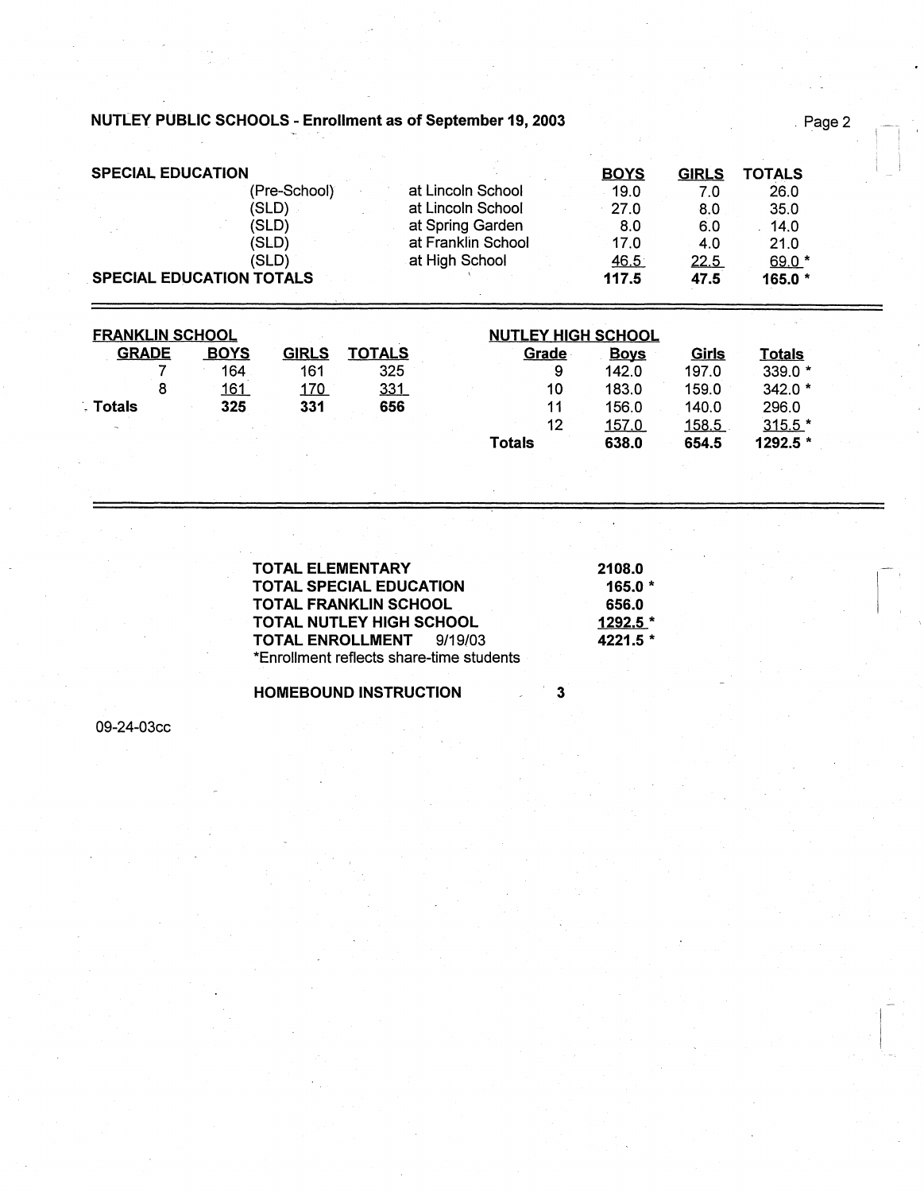## NUTLEY PUBLIC SCHOOLS - Enrollment as of September 19, 2003

| SPECIAL EDUCATION | | BOYS | GIRLS | TOTALS |
|---|---|---|---|---|
| (Pre-School) | at Lincoln School | 19.0 | 7.0 | 26.0 |
| (SLD) | at Lincoln School | 27.0 | 8.0 | 35.0 |
| (SLD) | at Spring Garden | 8.0 | 6.0 | 14.0 |
| (SLD) | at Franklin School | 17.0 | 4.0 | 21.0 |
| (SLD) | at High School | 46.5 | 22.5 | 69.0 * |
| **SPECIAL EDUCATION TOTALS** | | **117.5** | **47.5** | **165.0 *** |

**FRANKLIN SCHOOL**

| GRADE | BOYS | GIRLS | TOTALS |
|---|---|---|---|
| 7 | 164 | 161 | 325 |
| 8 | 161 | 170 | 331 |
| **Totals** | **325** | **331** | **656** |

**NUTLEY HIGH SCHOOL**

| Grade | Boys | Girls | Totals |
|---|---|---|---|
| 9 | 142.0 | 197.0 | 339.0 * |
| 10 | 183.0 | 159.0 | 342.0 * |
| 11 | 156.0 | 140.0 | 296.0 |
| 12 | 157.0 | 158.5 | 315.5 * |
| **Totals** | **638.0** | **654.5** | **1292.5 *** |

| | |
|---|---|
| **TOTAL ELEMENTARY** | **2108.0** |
| **TOTAL SPECIAL EDUCATION** | **165.0 *** |
| **TOTAL FRANKLIN SCHOOL** | **656.0** |
| **TOTAL NUTLEY HIGH SCHOOL** | **1292.5 *** |
| **TOTAL ENROLLMENT** 9/19/03 | **4221.5 *** |

*Enrollment reflects share-time students

**HOMEBOUND INSTRUCTION** **3**

09-24-03cc